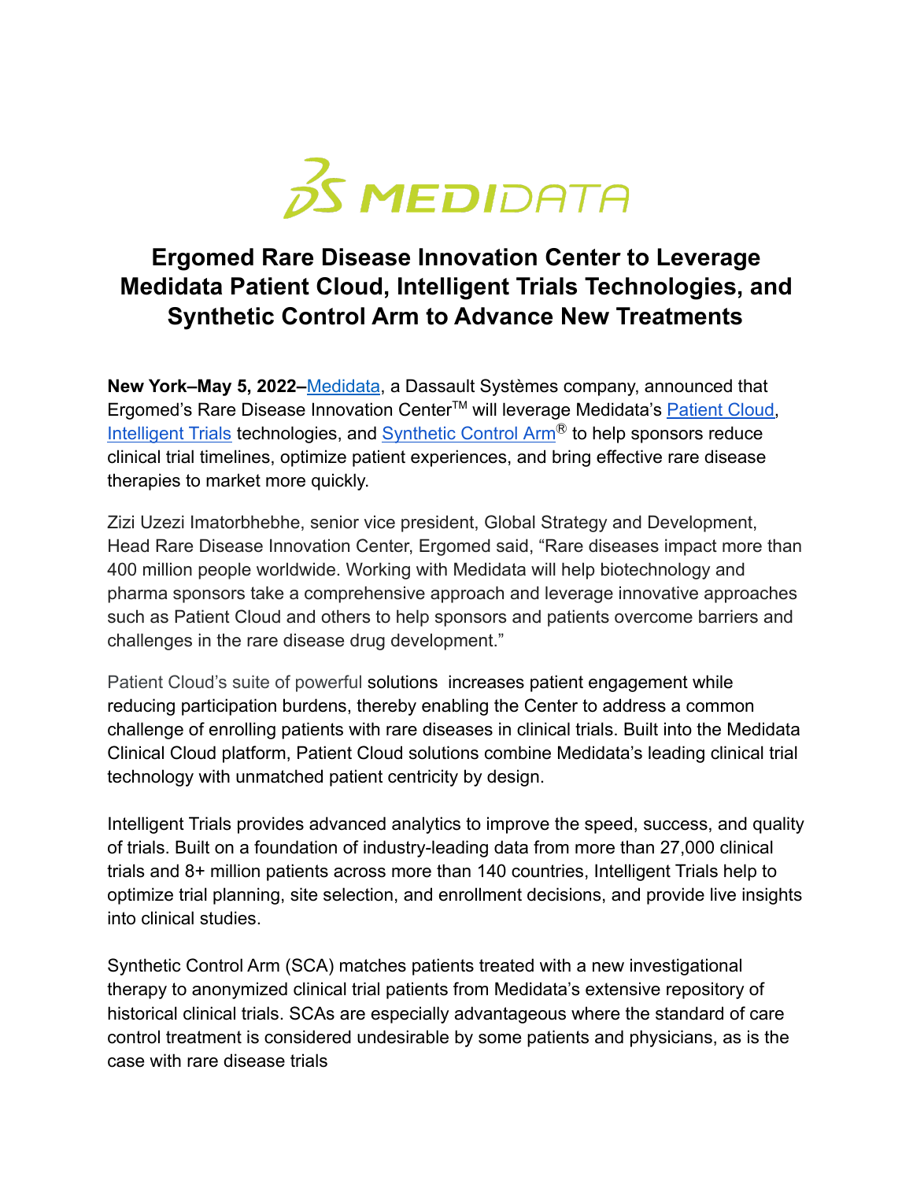# Ergomed Rare Disease Innovation Center to Leverage Medidata Patient Cloud, Intelligent Trials Technologies, and Synthetic Control Arm to Advance New Treatments

**New York–May 5, 2022–**Medidata, a Dassault Systèmes company, announced that Ergomed's Rare Disease Innovation Center™ will leverage Medidata's Patient Cloud, Intelligent Trials technologies, and Synthetic Control Arm® to help sponsors reduce clinical trial timelines, optimize patient experiences, and bring effective rare disease therapies to market more quickly.

Zizi Uzezi Imatorbhebhe, senior vice president, Global Strategy and Development, Head Rare Disease Innovation Center, Ergomed said, "Rare diseases impact more than 400 million people worldwide. Working with Medidata will help biotechnology and pharma sponsors take a comprehensive approach and leverage innovative approaches such as Patient Cloud and others to help sponsors and patients overcome barriers and challenges in the rare disease drug development."

Patient Cloud's suite of powerful solutions increases patient engagement while reducing participation burdens, thereby enabling the Center to address a common challenge of enrolling patients with rare diseases in clinical trials. Built into the Medidata Clinical Cloud platform, Patient Cloud solutions combine Medidata's leading clinical trial technology with unmatched patient centricity by design.

Intelligent Trials provides advanced analytics to improve the speed, success, and quality of trials. Built on a foundation of industry-leading data from more than 27,000 clinical trials and 8+ million patients across more than 140 countries, Intelligent Trials help to optimize trial planning, site selection, and enrollment decisions, and provide live insights into clinical studies.

Synthetic Control Arm (SCA) matches patients treated with a new investigational therapy to anonymized clinical trial patients from Medidata's extensive repository of historical clinical trials. SCAs are especially advantageous where the standard of care control treatment is considered undesirable by some patients and physicians, as is the case with rare disease trials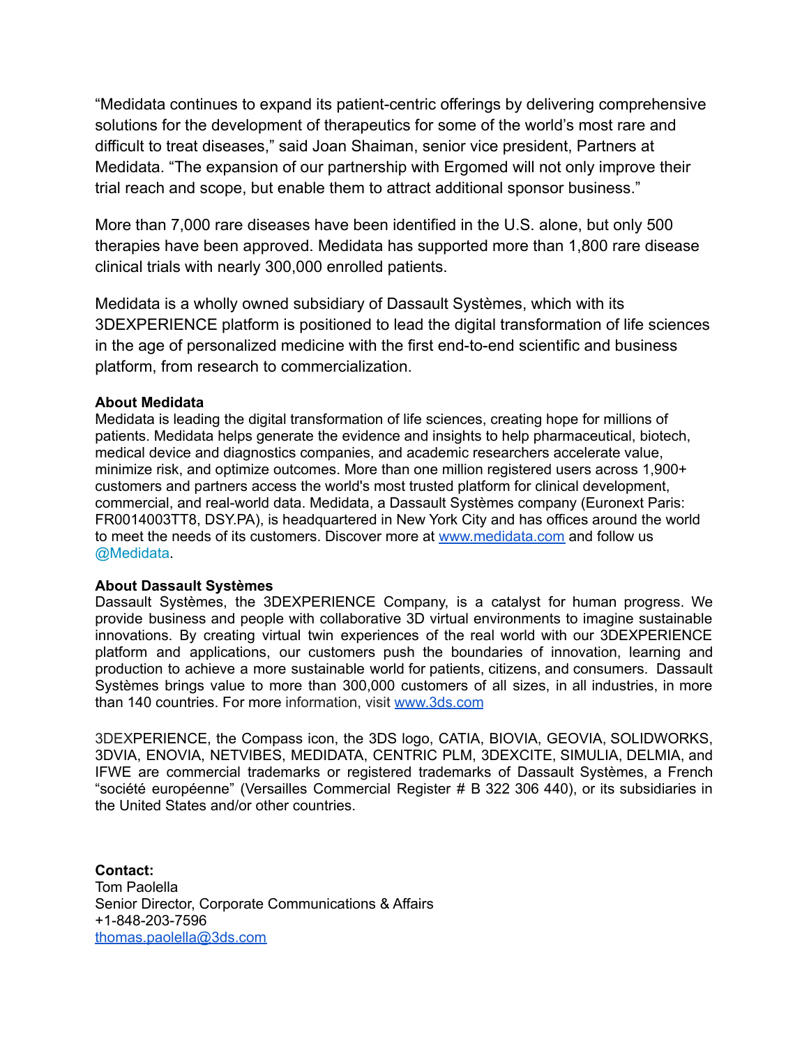"Medidata continues to expand its patient-centric offerings by delivering comprehensive solutions for the development of therapeutics for some of the world's most rare and difficult to treat diseases," said Joan Shaiman, senior vice president, Partners at Medidata. "The expansion of our partnership with Ergomed will not only improve their trial reach and scope, but enable them to attract additional sponsor business."

More than 7,000 rare diseases have been identified in the U.S. alone, but only 500 therapies have been approved. Medidata has supported more than 1,800 rare disease clinical trials with nearly 300,000 enrolled patients.

Medidata is a wholly owned subsidiary of Dassault Systèmes, which with its 3DEXPERIENCE platform is positioned to lead the digital transformation of life sciences in the age of personalized medicine with the first end-to-end scientific and business platform, from research to commercialization.

**About Medidata**
Medidata is leading the digital transformation of life sciences, creating hope for millions of patients. Medidata helps generate the evidence and insights to help pharmaceutical, biotech, medical device and diagnostics companies, and academic researchers accelerate value, minimize risk, and optimize outcomes. More than one million registered users across 1,900+ customers and partners access the world's most trusted platform for clinical development, commercial, and real-world data. Medidata, a Dassault Systèmes company (Euronext Paris: FR0014003TT8, DSY.PA), is headquartered in New York City and has offices around the world to meet the needs of its customers. Discover more at [www.medidata.com](http://www.medidata.com) and follow us @Medidata.

**About Dassault Systèmes**
Dassault Systèmes, the 3DEXPERIENCE Company, is a catalyst for human progress. We provide business and people with collaborative 3D virtual environments to imagine sustainable innovations. By creating virtual twin experiences of the real world with our 3DEXPERIENCE platform and applications, our customers push the boundaries of innovation, learning and production to achieve a more sustainable world for patients, citizens, and consumers. Dassault Systèmes brings value to more than 300,000 customers of all sizes, in all industries, in more than 140 countries. For more information, visit [www.3ds.com](http://www.3ds.com)

3DEXPERIENCE, the Compass icon, the 3DS logo, CATIA, BIOVIA, GEOVIA, SOLIDWORKS, 3DVIA, ENOVIA, NETVIBES, MEDIDATA, CENTRIC PLM, 3DEXCITE, SIMULIA, DELMIA, and IFWE are commercial trademarks or registered trademarks of Dassault Systèmes, a French "société européenne" (Versailles Commercial Register # B 322 306 440), or its subsidiaries in the United States and/or other countries.

**Contact:**
Tom Paolella
Senior Director, Corporate Communications & Affairs
+1-848-203-7596
[thomas.paolella@3ds.com](mailto:thomas.paolella@3ds.com)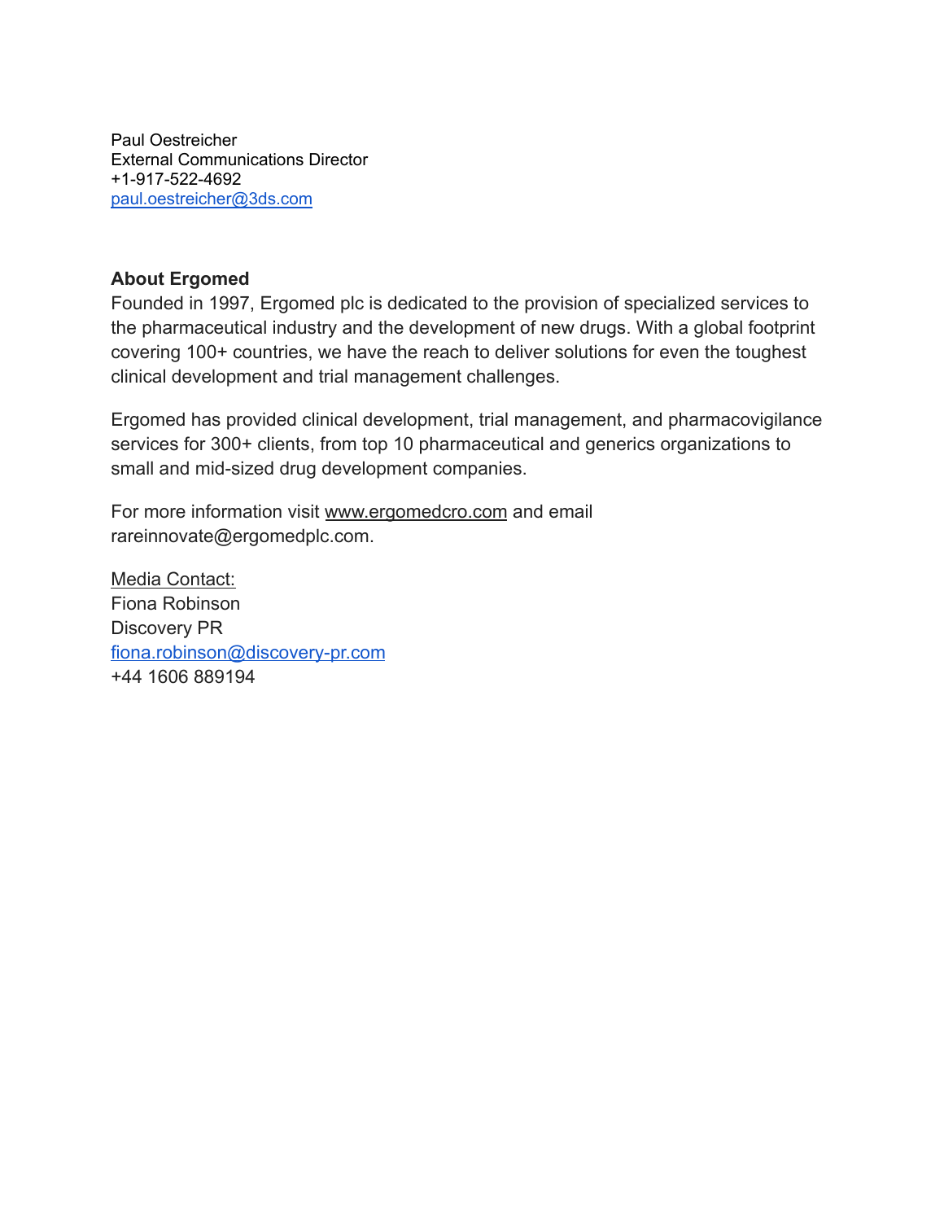Paul Oestreicher
External Communications Director
+1-917-522-4692
paul.oestreicher@3ds.com

**About Ergomed**

Founded in 1997, Ergomed plc is dedicated to the provision of specialized services to the pharmaceutical industry and the development of new drugs. With a global footprint covering 100+ countries, we have the reach to deliver solutions for even the toughest clinical development and trial management challenges.

Ergomed has provided clinical development, trial management, and pharmacovigilance services for 300+ clients, from top 10 pharmaceutical and generics organizations to small and mid-sized drug development companies.

For more information visit www.ergomedcro.com and email rareinnovate@ergomedplc.com.

Media Contact:
Fiona Robinson
Discovery PR
fiona.robinson@discovery-pr.com
+44 1606 889194